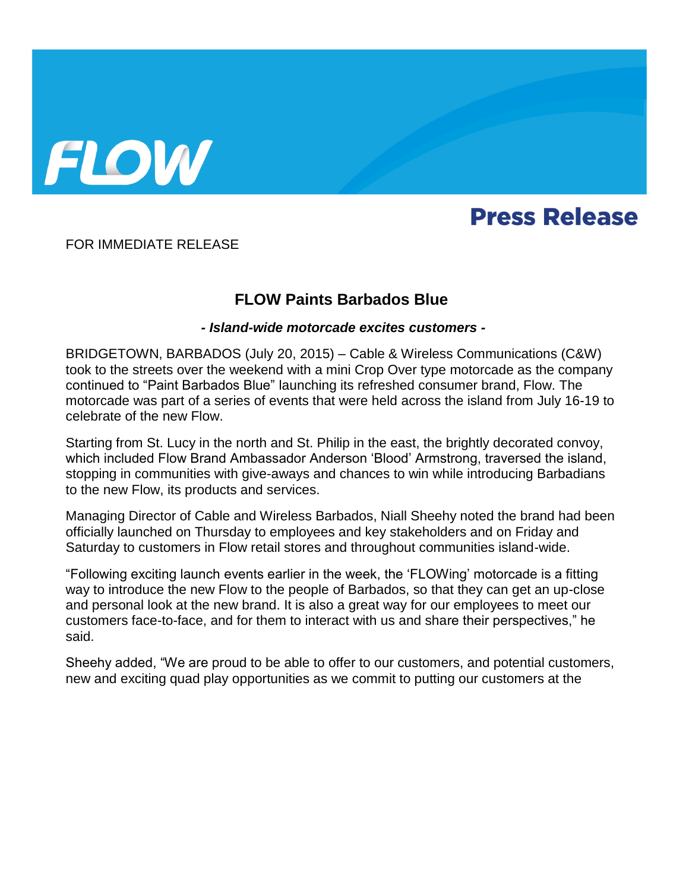FLOW

**Press Release**

FOR IMMEDIATE RELEASE

# FLOW Paints Barbados Blue

***- Island-wide motorcade excites customers -***

BRIDGETOWN, BARBADOS (July 20, 2015) – Cable & Wireless Communications (C&W) took to the streets over the weekend with a mini Crop Over type motorcade as the company continued to "Paint Barbados Blue" launching its refreshed consumer brand, Flow. The motorcade was part of a series of events that were held across the island from July 16-19 to celebrate of the new Flow.

Starting from St. Lucy in the north and St. Philip in the east, the brightly decorated convoy, which included Flow Brand Ambassador Anderson 'Blood' Armstrong, traversed the island, stopping in communities with give-aways and chances to win while introducing Barbadians to the new Flow, its products and services.

Managing Director of Cable and Wireless Barbados, Niall Sheehy noted the brand had been officially launched on Thursday to employees and key stakeholders and on Friday and Saturday to customers in Flow retail stores and throughout communities island-wide.

"Following exciting launch events earlier in the week, the 'FLOWing' motorcade is a fitting way to introduce the new Flow to the people of Barbados, so that they can get an up-close and personal look at the new brand. It is also a great way for our employees to meet our customers face-to-face, and for them to interact with us and share their perspectives," he said.

Sheehy added, "We are proud to be able to offer to our customers, and potential customers, new and exciting quad play opportunities as we commit to putting our customers at the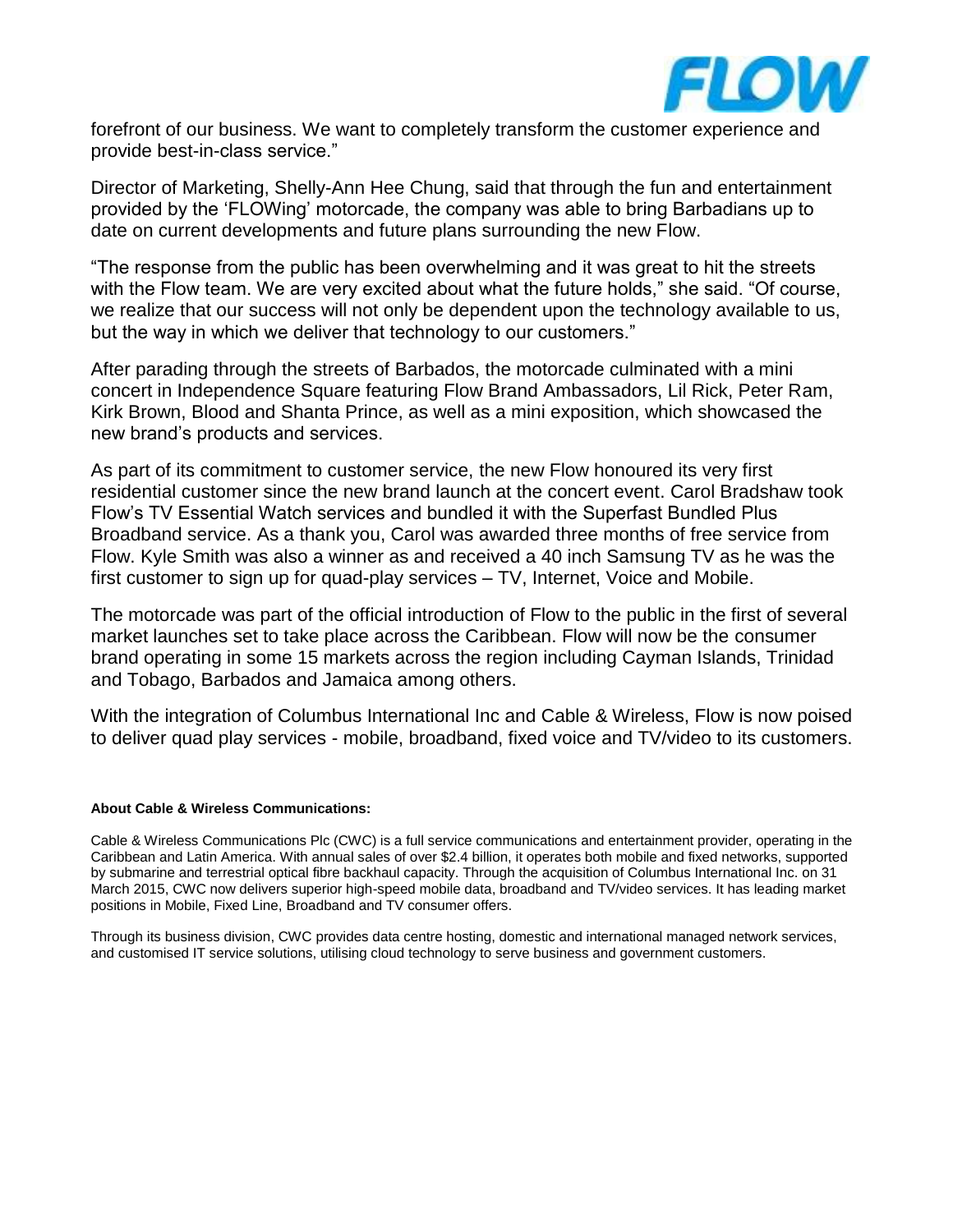forefront of our business. We want to completely transform the customer experience and provide best-in-class service."

Director of Marketing, Shelly-Ann Hee Chung, said that through the fun and entertainment provided by the 'FLOWing' motorcade, the company was able to bring Barbadians up to date on current developments and future plans surrounding the new Flow.

"The response from the public has been overwhelming and it was great to hit the streets with the Flow team. We are very excited about what the future holds," she said. "Of course, we realize that our success will not only be dependent upon the technology available to us, but the way in which we deliver that technology to our customers."

After parading through the streets of Barbados, the motorcade culminated with a mini concert in Independence Square featuring Flow Brand Ambassadors, Lil Rick, Peter Ram, Kirk Brown, Blood and Shanta Prince, as well as a mini exposition, which showcased the new brand's products and services.

As part of its commitment to customer service, the new Flow honoured its very first residential customer since the new brand launch at the concert event. Carol Bradshaw took Flow's TV Essential Watch services and bundled it with the Superfast Bundled Plus Broadband service. As a thank you, Carol was awarded three months of free service from Flow. Kyle Smith was also a winner as and received a 40 inch Samsung TV as he was the first customer to sign up for quad-play services – TV, Internet, Voice and Mobile.

The motorcade was part of the official introduction of Flow to the public in the first of several market launches set to take place across the Caribbean. Flow will now be the consumer brand operating in some 15 markets across the region including Cayman Islands, Trinidad and Tobago, Barbados and Jamaica among others.

With the integration of Columbus International Inc and Cable & Wireless, Flow is now poised to deliver quad play services - mobile, broadband, fixed voice and TV/video to its customers.

**About Cable & Wireless Communications:**

Cable & Wireless Communications Plc (CWC) is a full service communications and entertainment provider, operating in the Caribbean and Latin America. With annual sales of over $2.4 billion, it operates both mobile and fixed networks, supported by submarine and terrestrial optical fibre backhaul capacity. Through the acquisition of Columbus International Inc. on 31 March 2015, CWC now delivers superior high-speed mobile data, broadband and TV/video services. It has leading market positions in Mobile, Fixed Line, Broadband and TV consumer offers.

Through its business division, CWC provides data centre hosting, domestic and international managed network services, and customised IT service solutions, utilising cloud technology to serve business and government customers.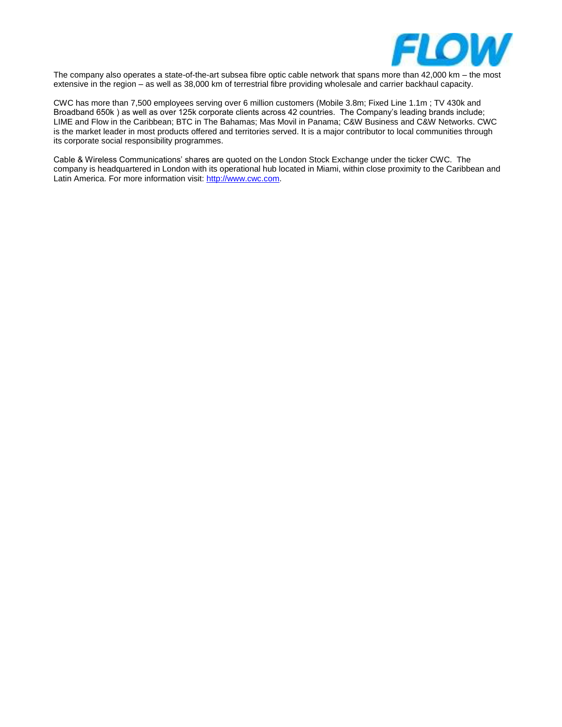The company also operates a state-of-the-art subsea fibre optic cable network that spans more than 42,000 km – the most extensive in the region – as well as 38,000 km of terrestrial fibre providing wholesale and carrier backhaul capacity.

CWC has more than 7,500 employees serving over 6 million customers (Mobile 3.8m; Fixed Line 1.1m ; TV 430k and Broadband 650k ) as well as over 125k corporate clients across 42 countries. The Company's leading brands include; LIME and Flow in the Caribbean; BTC in The Bahamas; Mas Movil in Panama; C&W Business and C&W Networks. CWC is the market leader in most products offered and territories served. It is a major contributor to local communities through its corporate social responsibility programmes.

Cable & Wireless Communications' shares are quoted on the London Stock Exchange under the ticker CWC. The company is headquartered in London with its operational hub located in Miami, within close proximity to the Caribbean and Latin America. For more information visit: [http://www.cwc.com](http://www.cwc.com).